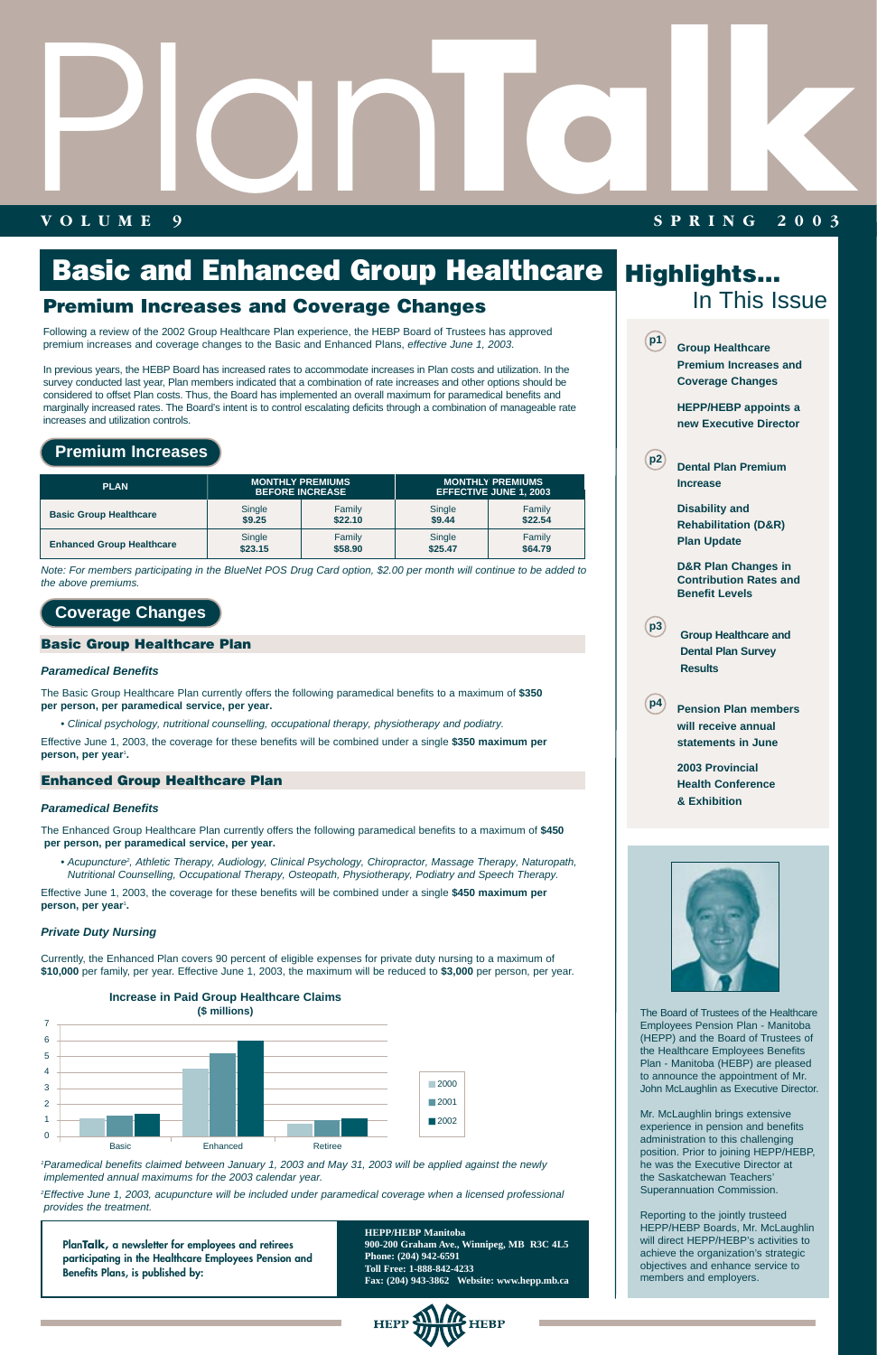# PlanTalk

VOLUME 9 — SPRING 2003

# Basic and Enhanced Group Healthcare

## Premium Increases and Coverage Changes

Following a review of the 2002 Group Healthcare Plan experience, the HEBP Board of Trustees has approved premium increases and coverage changes to the Basic and Enhanced Plans, *effective June 1, 2003*.

In previous years, the HEBP Board has increased rates to accommodate increases in Plan costs and utilization. In the survey conducted last year, Plan members indicated that a combination of rate increases and other options should be considered to offset Plan costs. Thus, the Board has implemented an overall maximum for paramedical benefits and marginally increased rates. The Board's intent is to control escalating deficits through a combination of manageable rate increases and utilization controls.

### Premium Increases

| PLAN | MONTHLY PREMIUMS BEFORE INCREASE | | MONTHLY PREMIUMS EFFECTIVE JUNE 1, 2003 | |
|---|---|---|---|---|
| **Basic Group Healthcare** | Single **$9.25** | Family **$22.10** | Single **$9.44** | Family **$22.54** |
| **Enhanced Group Healthcare** | Single **$23.15** | Family **$58.90** | Single **$25.47** | Family **$64.79** |

*Note: For members participating in the BlueNet POS Drug Card option, $2.00 per month will continue to be added to the above premiums.*

### Coverage Changes

#### Basic Group Healthcare Plan

***Paramedical Benefits***

The Basic Group Healthcare Plan currently offers the following paramedical benefits to a maximum of **$350 per person, per paramedical service, per year.**

- *Clinical psychology, nutritional counselling, occupational therapy, physiotherapy and podiatry.*

Effective June 1, 2003, the coverage for these benefits will be combined under a single **$350 maximum per person, per year**[1]**.**

#### Enhanced Group Healthcare Plan

***Paramedical Benefits***

The Enhanced Group Healthcare Plan currently offers the following paramedical benefits to a maximum of **$450 per person, per paramedical service, per year.**

- *Acupuncture[2], Athletic Therapy, Audiology, Clinical Psychology, Chiropractor, Massage Therapy, Naturopath, Nutritional Counselling, Occupational Therapy, Osteopath, Physiotherapy, Podiatry and Speech Therapy.*

Effective June 1, 2003, the coverage for these benefits will be combined under a single **$450 maximum per person, per year**[1]**.**

***Private Duty Nursing***

Currently, the Enhanced Plan covers 90 percent of eligible expenses for private duty nursing to a maximum of **$10,000** per family, per year. Effective June 1, 2003, the maximum will be reduced to **$3,000** per person, per year.

**Increase in Paid Group Healthcare Claims**
**($ millions)**

7
6
5
4
3
2
1
0

Basic
Enhanced
Retiree

2000
2001
2002

[1]*Paramedical benefits claimed between January 1, 2003 and May 31, 2003 will be applied against the newly implemented annual maximums for the 2003 calendar year.*

[2]*Effective June 1, 2003, acupuncture will be included under paramedical coverage when a licensed professional provides the treatment.*

**PlanTalk, a newsletter for employees and retirees participating in the Healthcare Employees Pension and Benefits Plans, is published by:**

**HEPP/HEBP Manitoba**
**900-200 Graham Ave., Winnipeg, MB R3C 4L5**
**Phone: (204) 942-6591**
**Toll Free: 1-888-842-4233**
**Fax: (204) 943-3862 Website: www.hepp.mb.ca**

HEPP HEBP

## Highlights... In This Issue

**p1**
- **Group Healthcare Premium Increases and Coverage Changes**
- **HEPP/HEBP appoints a new Executive Director**

**p2**
- **Dental Plan Premium Increase**
- **Disability and Rehabilitation (D&R) Plan Update**
- **D&R Plan Changes in Contribution Rates and Benefit Levels**

**p3**
- **Group Healthcare and Dental Plan Survey Results**

**p4**
- **Pension Plan members will receive annual statements in June**
- **2003 Provincial Health Conference & Exhibition**

The Board of Trustees of the Healthcare Employees Pension Plan - Manitoba (HEPP) and the Board of Trustees of the Healthcare Employees Benefits Plan - Manitoba (HEBP) are pleased to announce the appointment of Mr. John McLaughlin as Executive Director.

Mr. McLaughlin brings extensive experience in pension and benefits administration to this challenging position. Prior to joining HEPP/HEBP, he was the Executive Director at the Saskatchewan Teachers' Superannuation Commission.

Reporting to the jointly trusteed HEPP/HEBP Boards, Mr. McLaughlin will direct HEPP/HEBP's activities to achieve the organization's strategic objectives and enhance service to members and employers.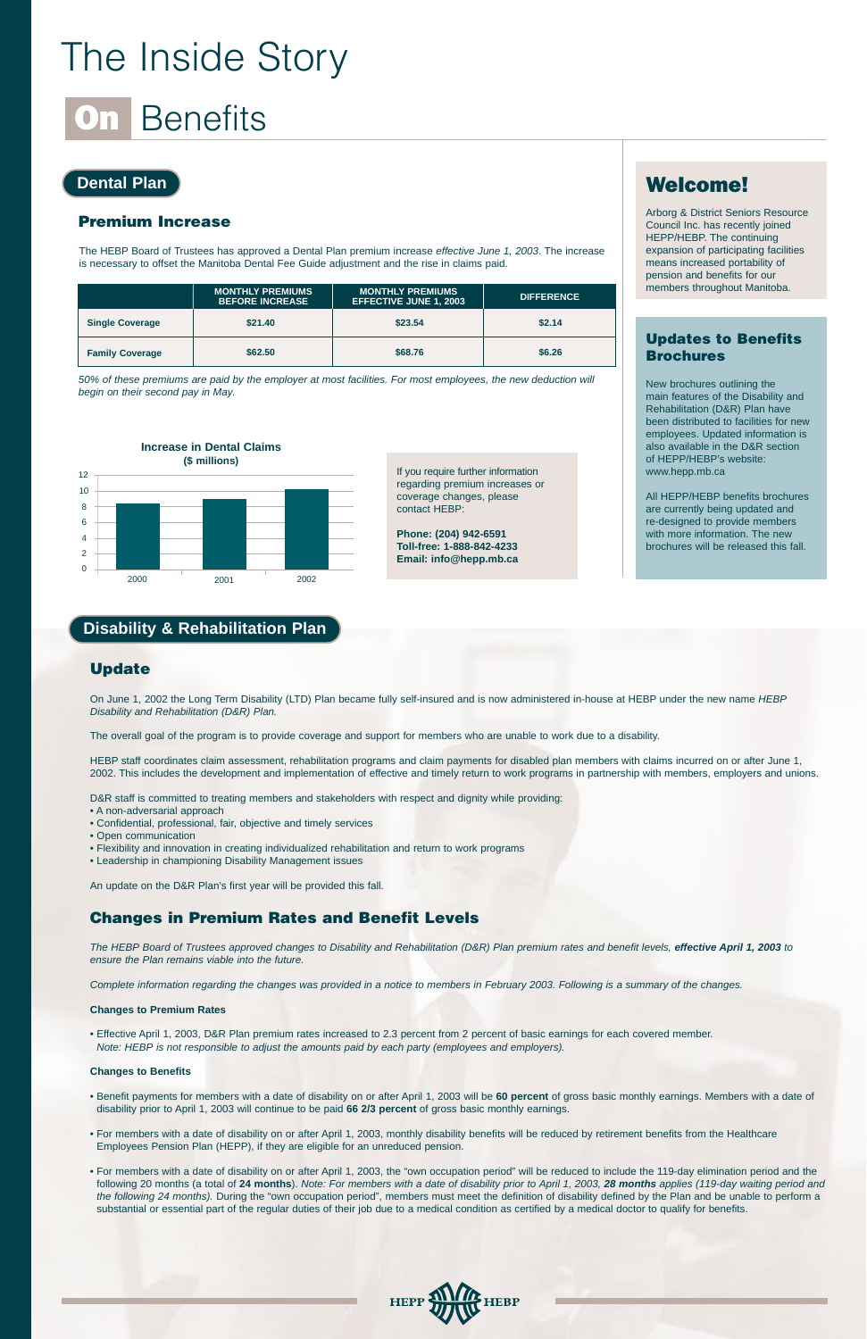# The Inside Story

# On Benefits

## Dental Plan

### Premium Increase

The HEBP Board of Trustees has approved a Dental Plan premium increase *effective June 1, 2003*. The increase is necessary to offset the Manitoba Dental Fee Guide adjustment and the rise in claims paid.

| | MONTHLY PREMIUMS BEFORE INCREASE | MONTHLY PREMIUMS EFFECTIVE JUNE 1, 2003 | DIFFERENCE |
|---|---|---|---|
| **Single Coverage** | **$21.40** | **$23.54** | **$2.14** |
| **Family Coverage** | **$62.50** | **$68.76** | **$6.26** |

*50% of these premiums are paid by the employer at most facilities. For most employees, the new deduction will begin on their second pay in May.*

**Increase in Dental Claims**
**($ millions)**

12
10
8
6
4
2
0

2000
2001
2002

If you require further information regarding premium increases or coverage changes, please contact HEBP:

**Phone: (204) 942-6591**
**Toll-free: 1-888-842-4233**
**Email: info@hepp.mb.ca**

## Welcome!

Arborg & District Seniors Resource Council Inc. has recently joined HEPP/HEBP. The continuing expansion of participating facilities means increased portability of pension and benefits for our members throughout Manitoba.

## Updates to Benefits Brochures

New brochures outlining the main features of the Disability and Rehabilitation (D&R) Plan have been distributed to facilities for new employees. Updated information is also available in the D&R section of HEPP/HEBP's website: www.hepp.mb.ca

All HEPP/HEBP benefits brochures are currently being updated and re-designed to provide members with more information. The new brochures will be released this fall.

## Disability & Rehabilitation Plan

### Update

On June 1, 2002 the Long Term Disability (LTD) Plan became fully self-insured and is now administered in-house at HEBP under the new name *HEBP Disability and Rehabilitation (D&R) Plan.*

The overall goal of the program is to provide coverage and support for members who are unable to work due to a disability.

HEBP staff coordinates claim assessment, rehabilitation programs and claim payments for disabled plan members with claims incurred on or after June 1, 2002. This includes the development and implementation of effective and timely return to work programs in partnership with members, employers and unions.

D&R staff is committed to treating members and stakeholders with respect and dignity while providing:

- A non-adversarial approach
- Confidential, professional, fair, objective and timely services
- Open communication
- Flexibility and innovation in creating individualized rehabilitation and return to work programs
- Leadership in championing Disability Management issues

An update on the D&R Plan's first year will be provided this fall.

### Changes in Premium Rates and Benefit Levels

*The HEBP Board of Trustees approved changes to Disability and Rehabilitation (D&R) Plan premium rates and benefit levels,* ***effective April 1, 2003*** *to ensure the Plan remains viable into the future.*

*Complete information regarding the changes was provided in a notice to members in February 2003. Following is a summary of the changes.*

**Changes to Premium Rates**

- Effective April 1, 2003, D&R Plan premium rates increased to 2.3 percent from 2 percent of basic earnings for each covered member. *Note: HEBP is not responsible to adjust the amounts paid by each party (employees and employers).*

**Changes to Benefits**

- Benefit payments for members with a date of disability on or after April 1, 2003 will be **60 percent** of gross basic monthly earnings. Members with a date of disability prior to April 1, 2003 will continue to be paid **66 2/3 percent** of gross basic monthly earnings.

- For members with a date of disability on or after April 1, 2003, monthly disability benefits will be reduced by retirement benefits from the Healthcare Employees Pension Plan (HEPP), if they are eligible for an unreduced pension.

- For members with a date of disability on or after April 1, 2003, the "own occupation period" will be reduced to include the 119-day elimination period and the following 20 months (a total of **24 months**). *Note: For members with a date of disability prior to April 1, 2003,* ***28 months*** *applies (119-day waiting period and the following 24 months).* During the "own occupation period", members must meet the definition of disability defined by the Plan and be unable to perform a substantial or essential part of the regular duties of their job due to a medical condition as certified by a medical doctor to qualify for benefits.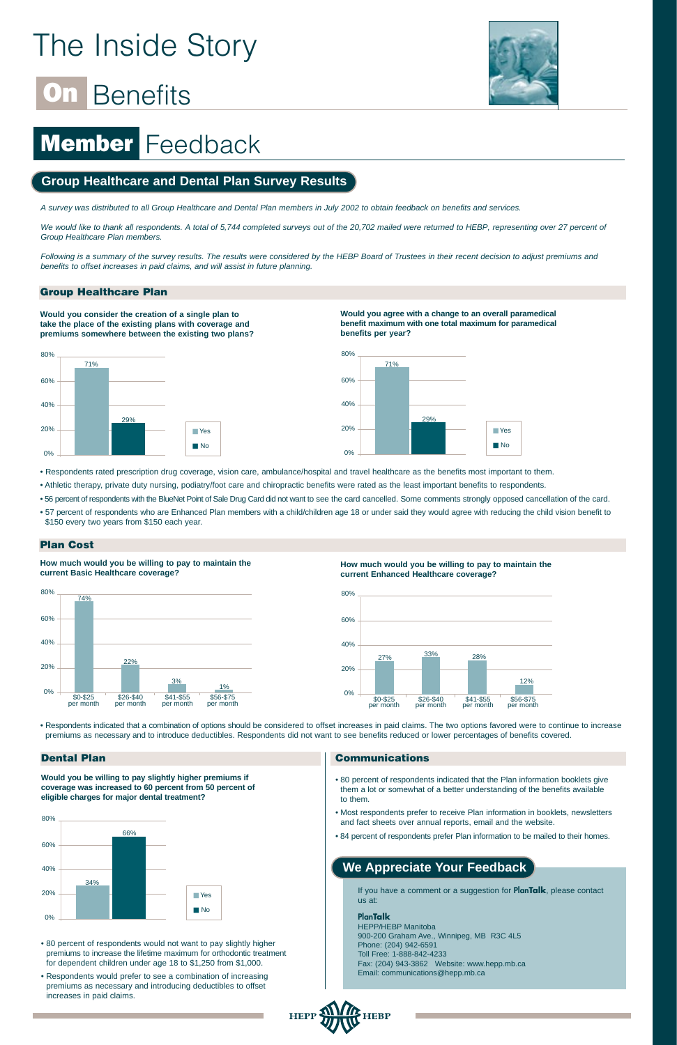# The Inside Story

## On Benefits

## Member Feedback

### Group Healthcare and Dental Plan Survey Results

*A survey was distributed to all Group Healthcare and Dental Plan members in July 2002 to obtain feedback on benefits and services.*

*We would like to thank all respondents. A total of 5,744 completed surveys out of the 20,702 mailed were returned to HEBP, representing over 27 percent of Group Healthcare Plan members.*

*Following is a summary of the survey results. The results were considered by the HEBP Board of Trustees in their recent decision to adjust premiums and benefits to offset increases in paid claims, and will assist in future planning.*

### Group Healthcare Plan

**Would you consider the creation of a single plan to take the place of the existing plans with coverage and premiums somewhere between the existing two plans?**

80%
60%
40%
20%
0%
71%
29%
Yes
No

**Would you agree with a change to an overall paramedical benefit maximum with one total maximum for paramedical benefits per year?**

80%
60%
40%
20%
0%
71%
29%
Yes
No

- Respondents rated prescription drug coverage, vision care, ambulance/hospital and travel healthcare as the benefits most important to them.
- Athletic therapy, private duty nursing, podiatry/foot care and chiropractic benefits were rated as the least important benefits to respondents.
- 56 percent of respondents with the BlueNet Point of Sale Drug Card did not want to see the card cancelled. Some comments strongly opposed cancellation of the card.
- 57 percent of respondents who are Enhanced Plan members with a child/children age 18 or under said they would agree with reducing the child vision benefit to $150 every two years from $150 each year.

### Plan Cost

**How much would you be willing to pay to maintain the current Basic Healthcare coverage?**

80%
60%
40%
20%
0%
74%
22%
3%
1%
$0-$25 per month
$26-$40 per month
$41-$55 per month
$56-$75 per month

**How much would you be willing to pay to maintain the current Enhanced Healthcare coverage?**

80%
60%
40%
20%
0%
27%
33%
28%
12%
$0-$25 per month
$26-$40 per month
$41-$55 per month
$56-$75 per month

- Respondents indicated that a combination of options should be considered to offset increases in paid claims. The two options favored were to continue to increase premiums as necessary and to introduce deductibles. Respondents did not want to see benefits reduced or lower percentages of benefits covered.

### Dental Plan

**Would you be willing to pay slightly higher premiums if coverage was increased to 60 percent from 50 percent of eligible charges for major dental treatment?**

80%
60%
40%
20%
0%
34%
66%
Yes
No

- 80 percent of respondents would not want to pay slightly higher premiums to increase the lifetime maximum for orthodontic treatment for dependent children under age 18 to $1,250 from $1,000.
- Respondents would prefer to see a combination of increasing premiums as necessary and introducing deductibles to offset increases in paid claims.

### Communications

- 80 percent of respondents indicated that the Plan information booklets give them a lot or somewhat of a better understanding of the benefits available to them.
- Most respondents prefer to receive Plan information in booklets, newsletters and fact sheets over annual reports, email and the website.
- 84 percent of respondents prefer Plan information to be mailed to their homes.

### We Appreciate Your Feedback

If you have a comment or a suggestion for **PlanTalk**, please contact us at:

**PlanTalk**
HEPP/HEBP Manitoba
900-200 Graham Ave., Winnipeg, MB R3C 4L5
Phone: (204) 942-6591
Toll Free: 1-888-842-4233
Fax: (204) 943-3862 Website: www.hepp.mb.ca
Email: communications@hepp.mb.ca

HEPP HEBP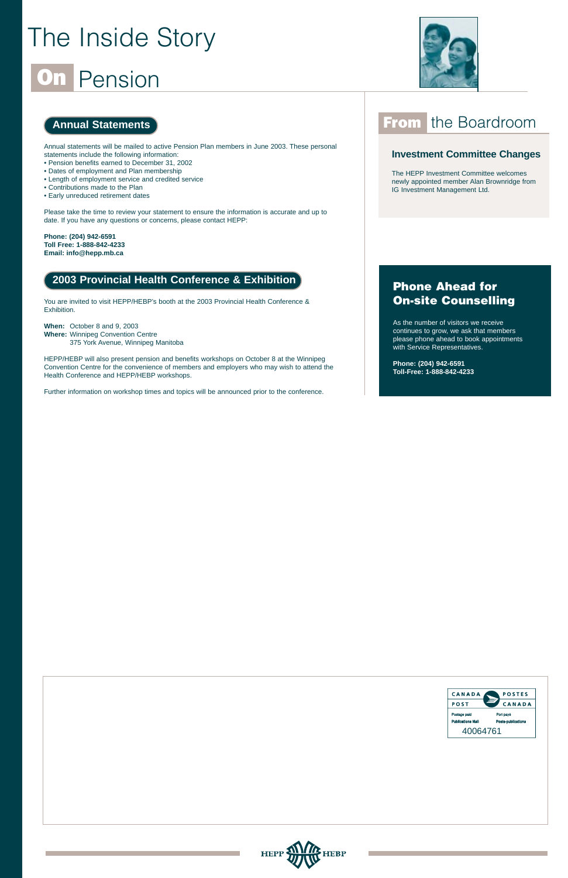# The Inside Story

# On Pension

## Annual Statements

Annual statements will be mailed to active Pension Plan members in June 2003. These personal statements include the following information:

- Pension benefits earned to December 31, 2002
- Dates of employment and Plan membership
- Length of employment service and credited service
- Contributions made to the Plan
- Early unreduced retirement dates

Please take the time to review your statement to ensure the information is accurate and up to date. If you have any questions or concerns, please contact HEPP:

**Phone: (204) 942-6591**
**Toll Free: 1-888-842-4233**
**Email: info@hepp.mb.ca**

## 2003 Provincial Health Conference & Exhibition

You are invited to visit HEPP/HEBP's booth at the 2003 Provincial Health Conference & Exhibition.

**When:** October 8 and 9, 2003
**Where:** Winnipeg Convention Centre
375 York Avenue, Winnipeg Manitoba

HEPP/HEBP will also present pension and benefits workshops on October 8 at the Winnipeg Convention Centre for the convenience of members and employers who may wish to attend the Health Conference and HEPP/HEBP workshops.

Further information on workshop times and topics will be announced prior to the conference.

# From the Boardroom

### Investment Committee Changes

The HEPP Investment Committee welcomes newly appointed member Alan Brownridge from IG Investment Management Ltd.

## Phone Ahead for On-site Counselling

As the number of visitors we receive continues to grow, we ask that members please phone ahead to book appointments with Service Representatives.

**Phone: (204) 942-6591**
**Toll-Free: 1-888-842-4233**

CANADA POST / POSTES CANADA
Postage paid / Port payé
Publications Mail / Poste-publications
40064761

HEPP HEBP